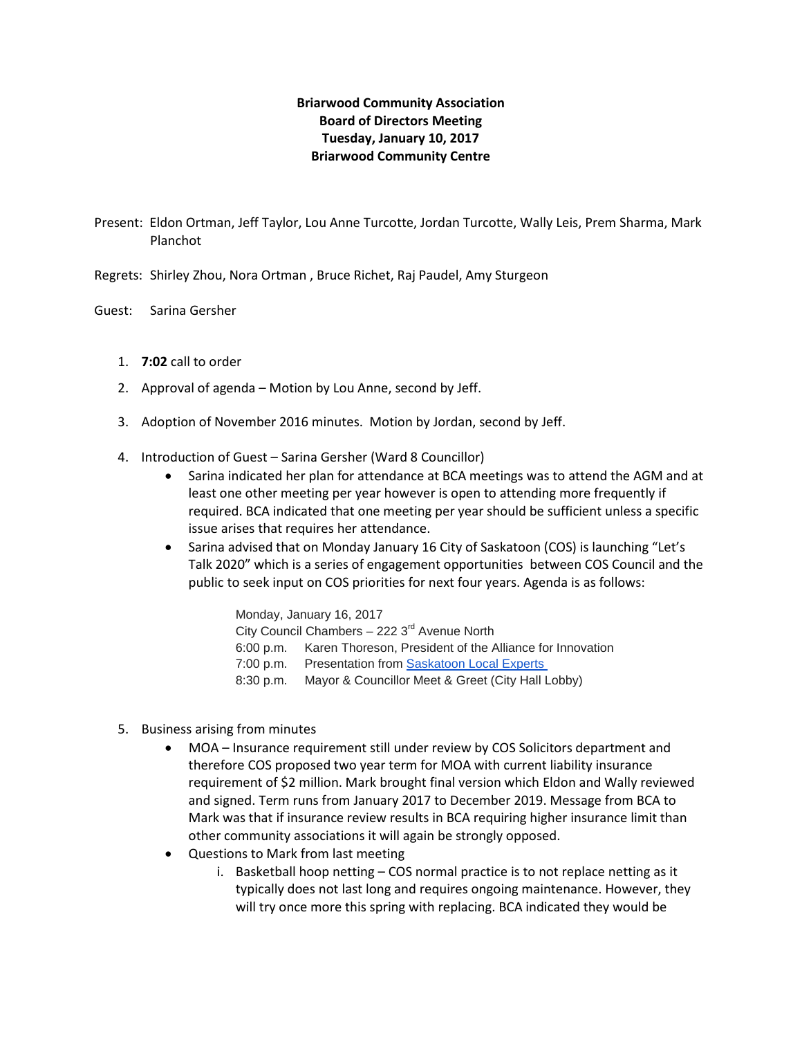**Briarwood Community Association**
**Board of Directors Meeting**
**Tuesday, January 10, 2017**
**Briarwood Community Centre**

Present: Eldon Ortman, Jeff Taylor, Lou Anne Turcotte, Jordan Turcotte, Wally Leis, Prem Sharma, Mark Planchot

Regrets: Shirley Zhou, Nora Ortman , Bruce Richet, Raj Paudel, Amy Sturgeon

Guest: Sarina Gersher

1. **7:02** call to order
2. Approval of agenda – Motion by Lou Anne, second by Jeff.
3. Adoption of November 2016 minutes. Motion by Jordan, second by Jeff.
4. Introduction of Guest – Sarina Gersher (Ward 8 Councillor)
   - Sarina indicated her plan for attendance at BCA meetings was to attend the AGM and at least one other meeting per year however is open to attending more frequently if required. BCA indicated that one meeting per year should be sufficient unless a specific issue arises that requires her attendance.
   - Sarina advised that on Monday January 16 City of Saskatoon (COS) is launching "Let's Talk 2020" which is a series of engagement opportunities between COS Council and the public to seek input on COS priorities for next four years. Agenda is as follows:

     Monday, January 16, 2017
     City Council Chambers – 222 3rd Avenue North
     6:00 p.m. Karen Thoreson, President of the Alliance for Innovation
     7:00 p.m. Presentation from Saskatoon Local Experts
     8:30 p.m. Mayor & Councillor Meet & Greet (City Hall Lobby)

5. Business arising from minutes
   - MOA – Insurance requirement still under review by COS Solicitors department and therefore COS proposed two year term for MOA with current liability insurance requirement of $2 million. Mark brought final version which Eldon and Wally reviewed and signed. Term runs from January 2017 to December 2019. Message from BCA to Mark was that if insurance review results in BCA requiring higher insurance limit than other community associations it will again be strongly opposed.
   - Questions to Mark from last meeting
     i. Basketball hoop netting – COS normal practice is to not replace netting as it typically does not last long and requires ongoing maintenance. However, they will try once more this spring with replacing. BCA indicated they would be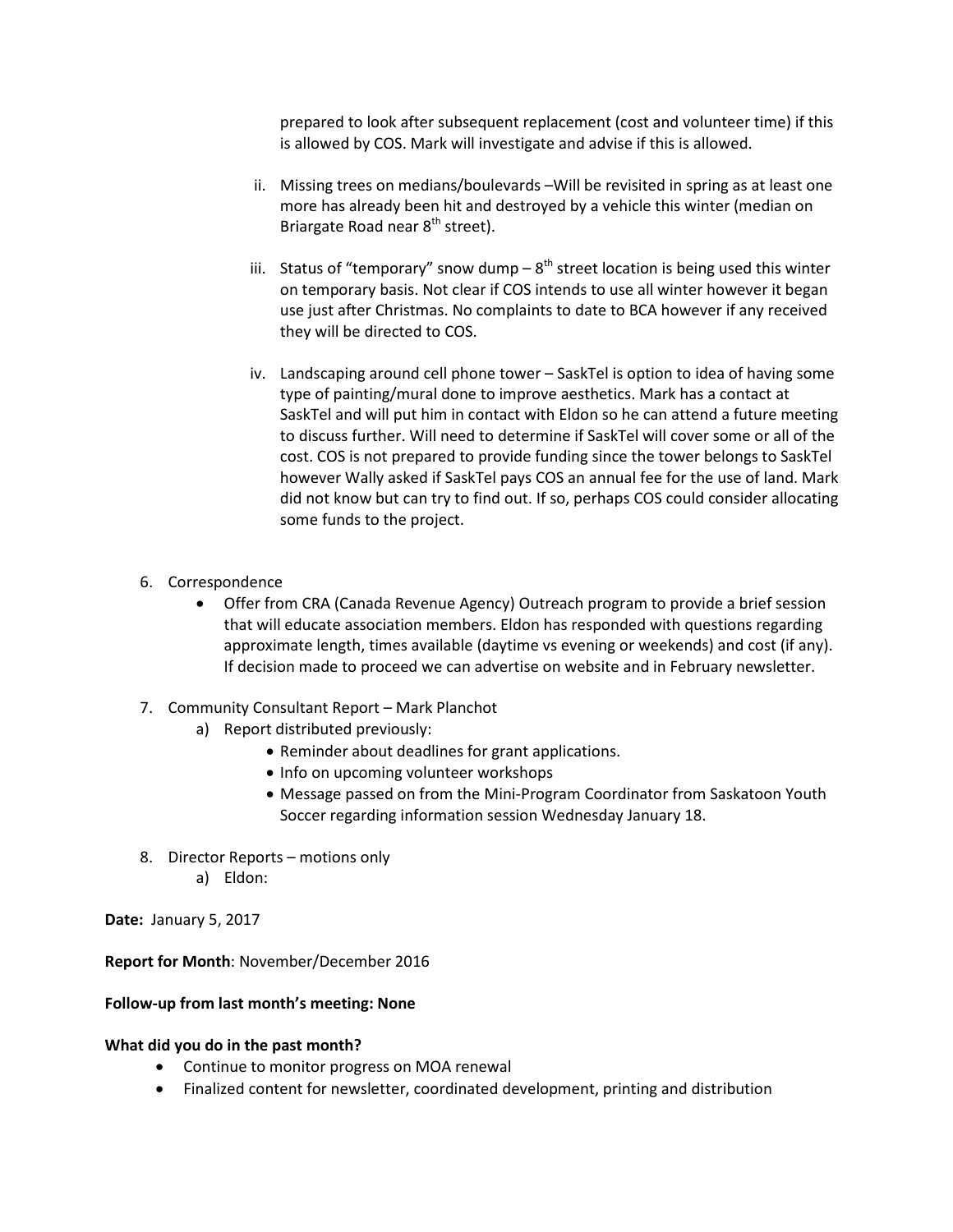prepared to look after subsequent replacement (cost and volunteer time) if this is allowed by COS. Mark will investigate and advise if this is allowed.

ii. Missing trees on medians/boulevards –Will be revisited in spring as at least one more has already been hit and destroyed by a vehicle this winter (median on Briargate Road near 8th street).

iii. Status of "temporary" snow dump – 8th street location is being used this winter on temporary basis. Not clear if COS intends to use all winter however it began use just after Christmas. No complaints to date to BCA however if any received they will be directed to COS.

iv. Landscaping around cell phone tower – SaskTel is option to idea of having some type of painting/mural done to improve aesthetics. Mark has a contact at SaskTel and will put him in contact with Eldon so he can attend a future meeting to discuss further. Will need to determine if SaskTel will cover some or all of the cost. COS is not prepared to provide funding since the tower belongs to SaskTel however Wally asked if SaskTel pays COS an annual fee for the use of land. Mark did not know but can try to find out. If so, perhaps COS could consider allocating some funds to the project.

6. Correspondence
   - Offer from CRA (Canada Revenue Agency) Outreach program to provide a brief session that will educate association members. Eldon has responded with questions regarding approximate length, times available (daytime vs evening or weekends) and cost (if any). If decision made to proceed we can advertise on website and in February newsletter.

7. Community Consultant Report – Mark Planchot
   a) Report distributed previously:
      - Reminder about deadlines for grant applications.
      - Info on upcoming volunteer workshops
      - Message passed on from the Mini-Program Coordinator from Saskatoon Youth Soccer regarding information session Wednesday January 18.

8. Director Reports – motions only
   a) Eldon:

**Date:** January 5, 2017

**Report for Month**: November/December 2016

**Follow-up from last month's meeting: None**

**What did you do in the past month?**

- Continue to monitor progress on MOA renewal
- Finalized content for newsletter, coordinated development, printing and distribution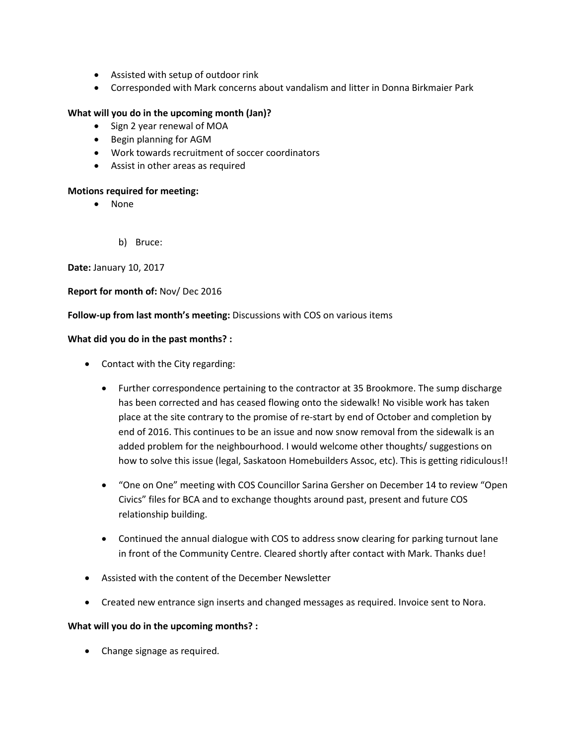- Assisted with setup of outdoor rink
- Corresponded with Mark concerns about vandalism and litter in Donna Birkmaier Park

**What will you do in the upcoming month (Jan)?**

- Sign 2 year renewal of MOA
- Begin planning for AGM
- Work towards recruitment of soccer coordinators
- Assist in other areas as required

**Motions required for meeting:**

- None

b) Bruce:

**Date:** January 10, 2017

**Report for month of:** Nov/ Dec 2016

**Follow-up from last month's meeting:** Discussions with COS on various items

**What did you do in the past months? :**

- Contact with the City regarding:
  - Further correspondence pertaining to the contractor at 35 Brookmore. The sump discharge has been corrected and has ceased flowing onto the sidewalk! No visible work has taken place at the site contrary to the promise of re-start by end of October and completion by end of 2016. This continues to be an issue and now snow removal from the sidewalk is an added problem for the neighbourhood. I would welcome other thoughts/ suggestions on how to solve this issue (legal, Saskatoon Homebuilders Assoc, etc). This is getting ridiculous!!
  - "One on One" meeting with COS Councillor Sarina Gersher on December 14 to review "Open Civics" files for BCA and to exchange thoughts around past, present and future COS relationship building.
  - Continued the annual dialogue with COS to address snow clearing for parking turnout lane in front of the Community Centre. Cleared shortly after contact with Mark. Thanks due!
- Assisted with the content of the December Newsletter
- Created new entrance sign inserts and changed messages as required. Invoice sent to Nora.

**What will you do in the upcoming months? :**

- Change signage as required.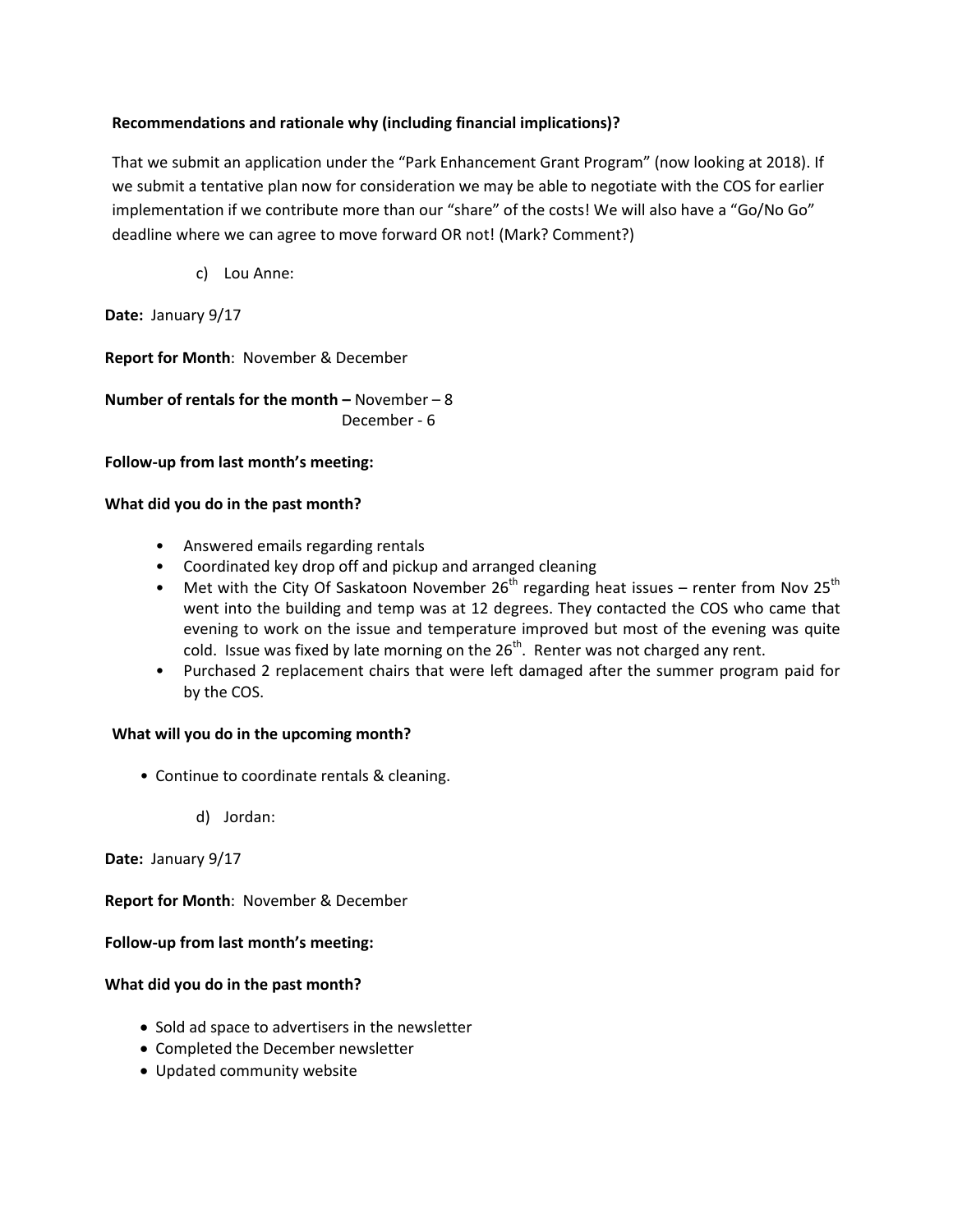**Recommendations and rationale why (including financial implications)?**

That we submit an application under the "Park Enhancement Grant Program" (now looking at 2018). If we submit a tentative plan now for consideration we may be able to negotiate with the COS for earlier implementation if we contribute more than our "share" of the costs! We will also have a "Go/No Go" deadline where we can agree to move forward OR not! (Mark? Comment?)

c) Lou Anne:

**Date:** January 9/17

**Report for Month**: November & December

**Number of rentals for the month –** November – 8
December - 6

**Follow-up from last month's meeting:**

**What did you do in the past month?**

- Answered emails regarding rentals
- Coordinated key drop off and pickup and arranged cleaning
- Met with the City Of Saskatoon November 26th regarding heat issues – renter from Nov 25th went into the building and temp was at 12 degrees. They contacted the COS who came that evening to work on the issue and temperature improved but most of the evening was quite cold. Issue was fixed by late morning on the 26th. Renter was not charged any rent.
- Purchased 2 replacement chairs that were left damaged after the summer program paid for by the COS.

**What will you do in the upcoming month?**

- Continue to coordinate rentals & cleaning.

d) Jordan:

**Date:** January 9/17

**Report for Month**: November & December

**Follow-up from last month's meeting:**

**What did you do in the past month?**

- Sold ad space to advertisers in the newsletter
- Completed the December newsletter
- Updated community website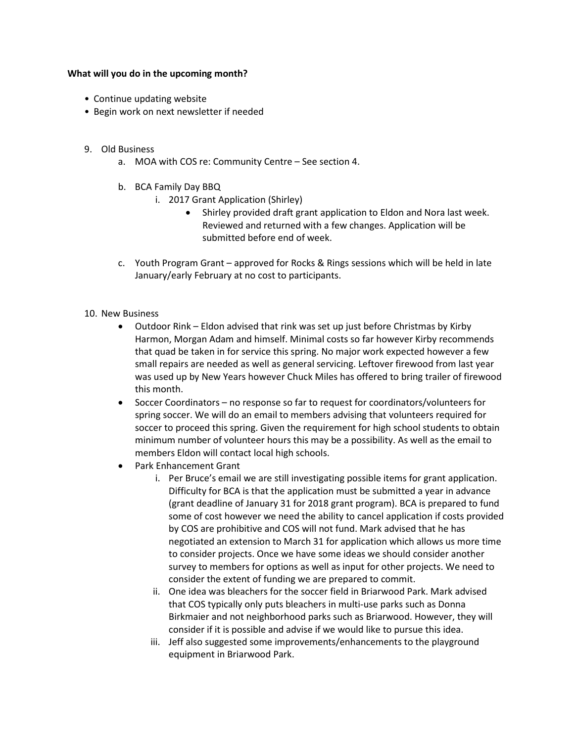**What will you do in the upcoming month?**

- Continue updating website
- Begin work on next newsletter if needed

9. Old Business
    a. MOA with COS re: Community Centre – See section 4.

    b. BCA Family Day BBQ
        i. 2017 Grant Application (Shirley)
            - Shirley provided draft grant application to Eldon and Nora last week. Reviewed and returned with a few changes. Application will be submitted before end of week.

    c. Youth Program Grant – approved for Rocks & Rings sessions which will be held in late January/early February at no cost to participants.

10. New Business
    - Outdoor Rink – Eldon advised that rink was set up just before Christmas by Kirby Harmon, Morgan Adam and himself. Minimal costs so far however Kirby recommends that quad be taken in for service this spring. No major work expected however a few small repairs are needed as well as general servicing. Leftover firewood from last year was used up by New Years however Chuck Miles has offered to bring trailer of firewood this month.
    - Soccer Coordinators – no response so far to request for coordinators/volunteers for spring soccer. We will do an email to members advising that volunteers required for soccer to proceed this spring. Given the requirement for high school students to obtain minimum number of volunteer hours this may be a possibility. As well as the email to members Eldon will contact local high schools.
    - Park Enhancement Grant
        i. Per Bruce's email we are still investigating possible items for grant application. Difficulty for BCA is that the application must be submitted a year in advance (grant deadline of January 31 for 2018 grant program). BCA is prepared to fund some of cost however we need the ability to cancel application if costs provided by COS are prohibitive and COS will not fund. Mark advised that he has negotiated an extension to March 31 for application which allows us more time to consider projects. Once we have some ideas we should consider another survey to members for options as well as input for other projects. We need to consider the extent of funding we are prepared to commit.
        ii. One idea was bleachers for the soccer field in Briarwood Park. Mark advised that COS typically only puts bleachers in multi-use parks such as Donna Birkmaier and not neighborhood parks such as Briarwood. However, they will consider if it is possible and advise if we would like to pursue this idea.
        iii. Jeff also suggested some improvements/enhancements to the playground equipment in Briarwood Park.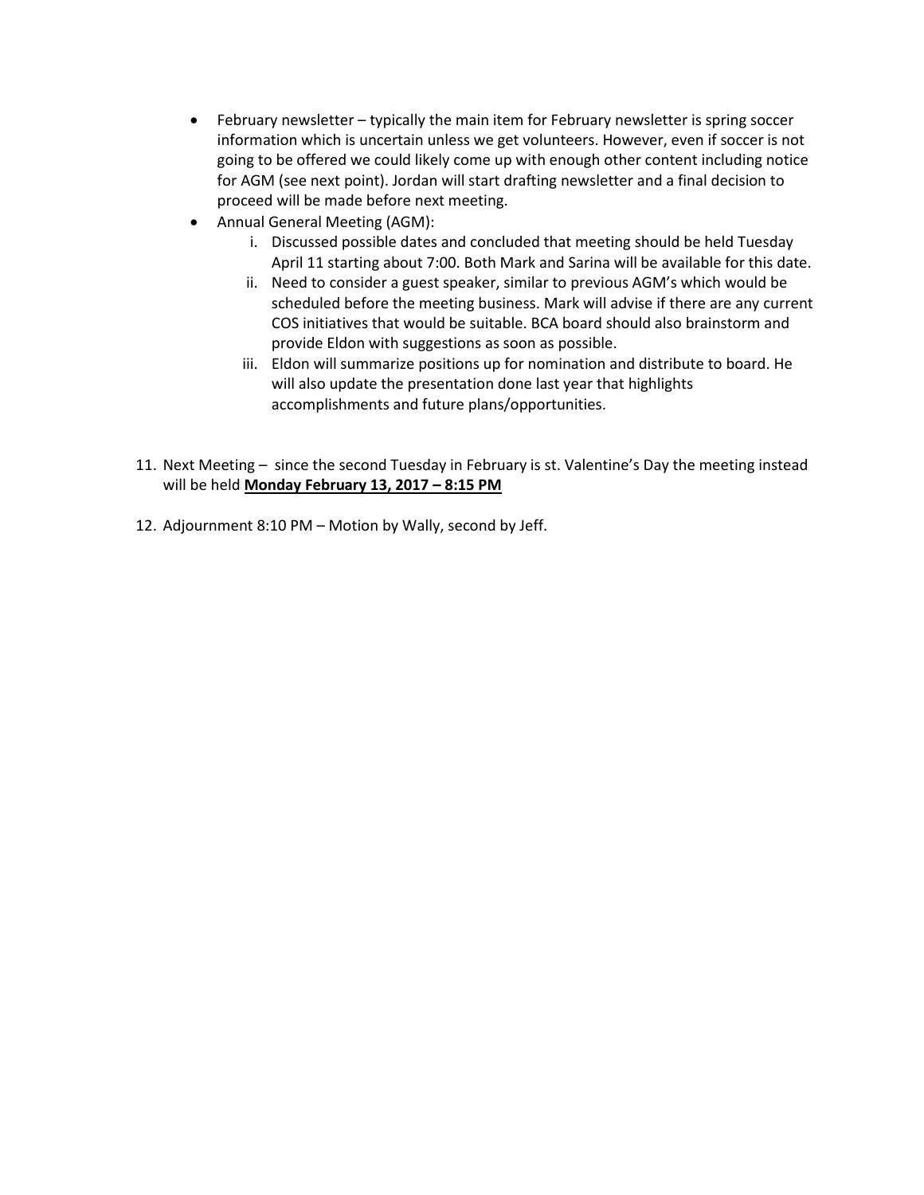- February newsletter – typically the main item for February newsletter is spring soccer information which is uncertain unless we get volunteers. However, even if soccer is not going to be offered we could likely come up with enough other content including notice for AGM (see next point). Jordan will start drafting newsletter and a final decision to proceed will be made before next meeting.
- Annual General Meeting (AGM):
    i. Discussed possible dates and concluded that meeting should be held Tuesday April 11 starting about 7:00. Both Mark and Sarina will be available for this date.
    ii. Need to consider a guest speaker, similar to previous AGM's which would be scheduled before the meeting business. Mark will advise if there are any current COS initiatives that would be suitable. BCA board should also brainstorm and provide Eldon with suggestions as soon as possible.
    iii. Eldon will summarize positions up for nomination and distribute to board. He will also update the presentation done last year that highlights accomplishments and future plans/opportunities.

11. Next Meeting – since the second Tuesday in February is st. Valentine's Day the meeting instead will be held **Monday February 13, 2017 – 8:15 PM**

12. Adjournment 8:10 PM – Motion by Wally, second by Jeff.